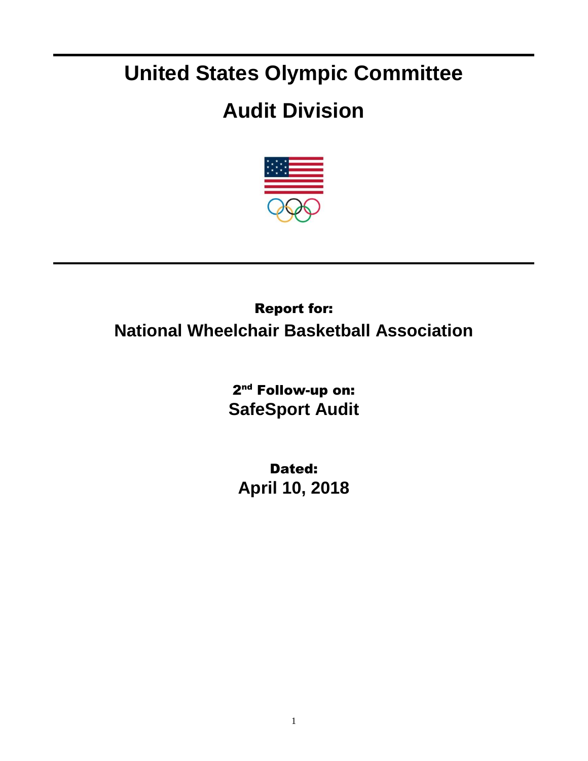# United States Olympic Committee

# Audit Division

**Report for:**

## National Wheelchair Basketball Association

**2nd Follow-up on:**

## SafeSport Audit

**Dated:**

## April 10, 2018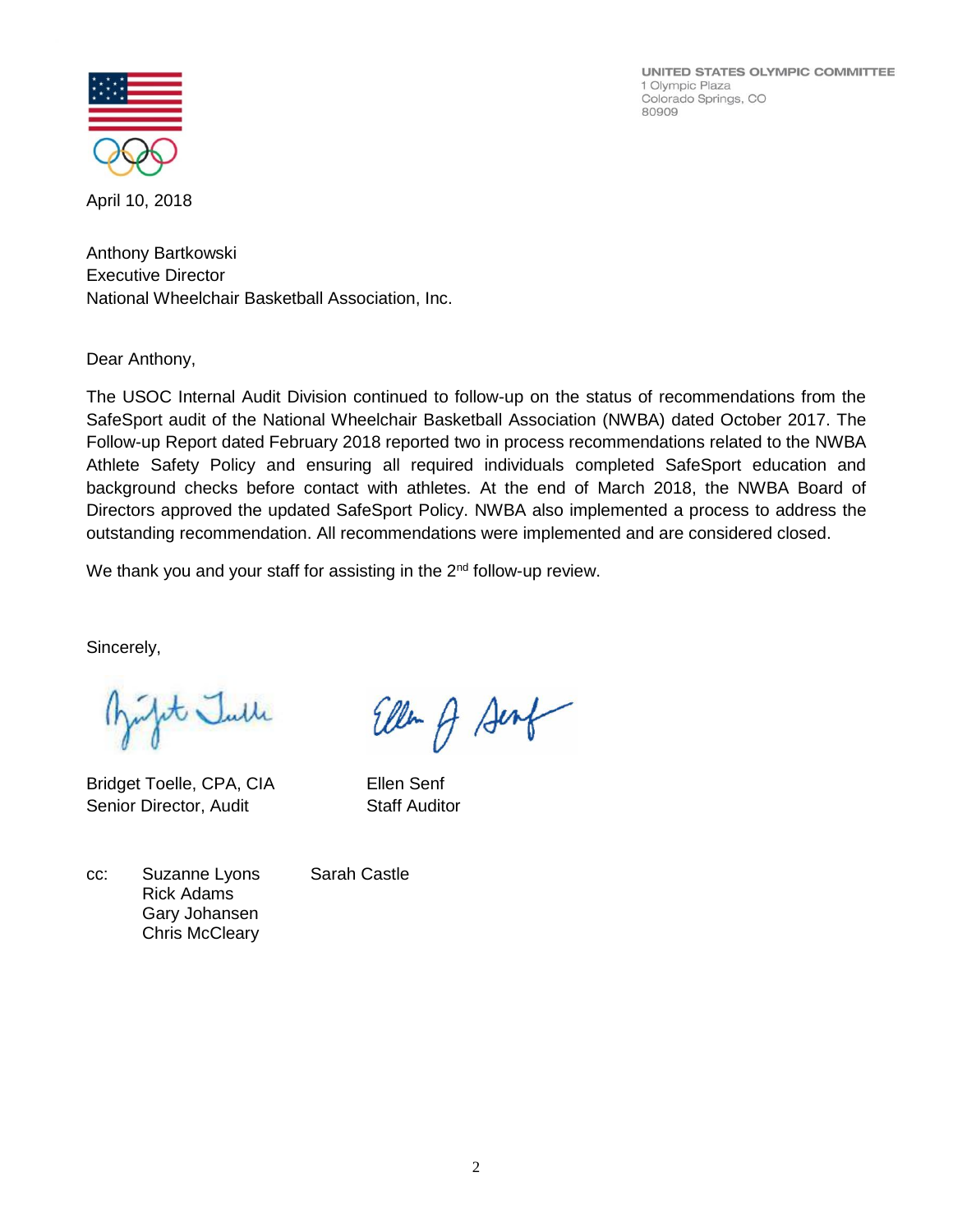UNITED STATES OLYMPIC COMMITTEE
1 Olympic Plaza
Colorado Springs, CO
80909

April 10, 2018

Anthony Bartkowski
Executive Director
National Wheelchair Basketball Association, Inc.

Dear Anthony,

The USOC Internal Audit Division continued to follow-up on the status of recommendations from the SafeSport audit of the National Wheelchair Basketball Association (NWBA) dated October 2017. The Follow-up Report dated February 2018 reported two in process recommendations related to the NWBA Athlete Safety Policy and ensuring all required individuals completed SafeSport education and background checks before contact with athletes. At the end of March 2018, the NWBA Board of Directors approved the updated SafeSport Policy. NWBA also implemented a process to address the outstanding recommendation. All recommendations were implemented and are considered closed.

We thank you and your staff for assisting in the 2nd follow-up review.

Sincerely,

Bridget Toelle, CPA, CIA
Senior Director, Audit

Ellen Senf
Staff Auditor

cc: Suzanne Lyons
Rick Adams
Gary Johansen
Chris McCleary
Sarah Castle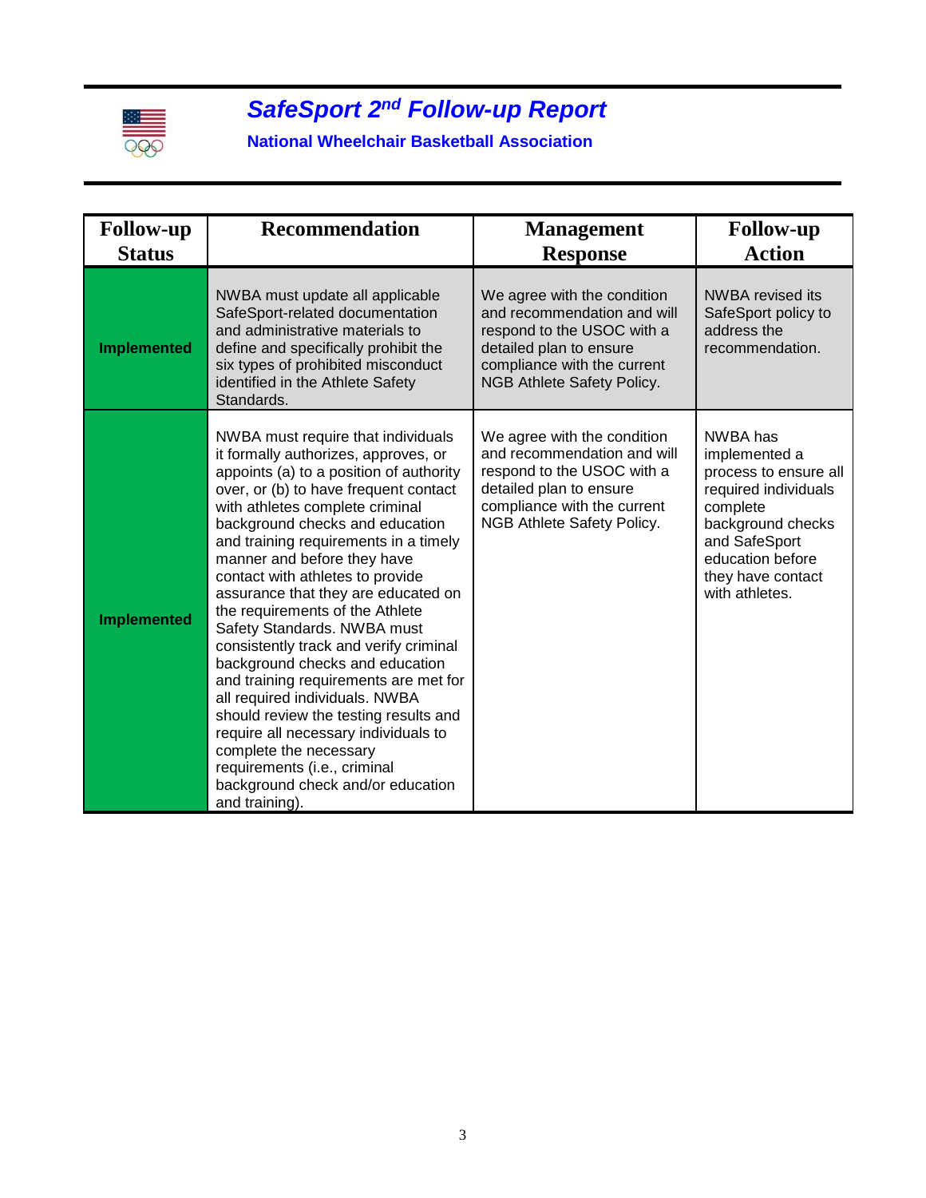# *SafeSport 2nd Follow-up Report*

**National Wheelchair Basketball Association**

| Follow-up Status | Recommendation | Management Response | Follow-up Action |
|---|---|---|---|
| **Implemented** | NWBA must update all applicable SafeSport-related documentation and administrative materials to define and specifically prohibit the six types of prohibited misconduct identified in the Athlete Safety Standards. | We agree with the condition and recommendation and will respond to the USOC with a detailed plan to ensure compliance with the current NGB Athlete Safety Policy. | NWBA revised its SafeSport policy to address the recommendation. |
| **Implemented** | NWBA must require that individuals it formally authorizes, approves, or appoints (a) to a position of authority over, or (b) to have frequent contact with athletes complete criminal background checks and education and training requirements in a timely manner and before they have contact with athletes to provide assurance that they are educated on the requirements of the Athlete Safety Standards. NWBA must consistently track and verify criminal background checks and education and training requirements are met for all required individuals. NWBA should review the testing results and require all necessary individuals to complete the necessary requirements (i.e., criminal background check and/or education and training). | We agree with the condition and recommendation and will respond to the USOC with a detailed plan to ensure compliance with the current NGB Athlete Safety Policy. | NWBA has implemented a process to ensure all required individuals complete background checks and SafeSport education before they have contact with athletes. |